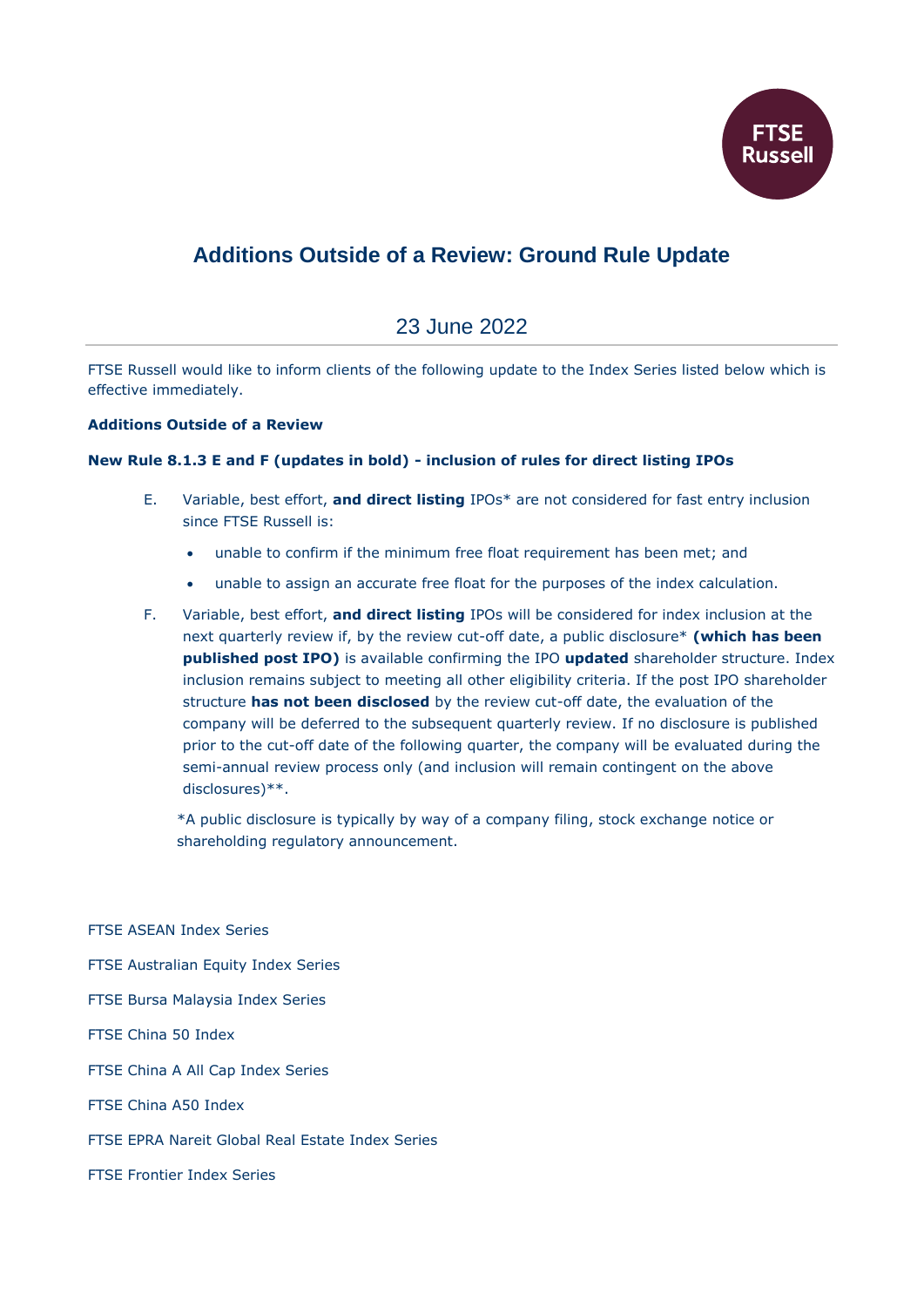# Additions Outside of a Review: Ground Rule Update

## 23 June 2022

FTSE Russell would like to inform clients of the following update to the Index Series listed below which is effective immediately.

**Additions Outside of a Review**

**New Rule 8.1.3 E and F (updates in bold) - inclusion of rules for direct listing IPOs**

E. Variable, best effort, **and direct listing** IPOs* are not considered for fast entry inclusion since FTSE Russell is:

- unable to confirm if the minimum free float requirement has been met; and
- unable to assign an accurate free float for the purposes of the index calculation.

F. Variable, best effort, **and direct listing** IPOs will be considered for index inclusion at the next quarterly review if, by the review cut-off date, a public disclosure* **(which has been published post IPO)** is available confirming the IPO **updated** shareholder structure. Index inclusion remains subject to meeting all other eligibility criteria. If the post IPO shareholder structure **has not been disclosed** by the review cut-off date, the evaluation of the company will be deferred to the subsequent quarterly review. If no disclosure is published prior to the cut-off date of the following quarter, the company will be evaluated during the semi-annual review process only (and inclusion will remain contingent on the above disclosures)**.

*A public disclosure is typically by way of a company filing, stock exchange notice or shareholding regulatory announcement.

FTSE ASEAN Index Series

FTSE Australian Equity Index Series

FTSE Bursa Malaysia Index Series

FTSE China 50 Index

FTSE China A All Cap Index Series

FTSE China A50 Index

FTSE EPRA Nareit Global Real Estate Index Series

FTSE Frontier Index Series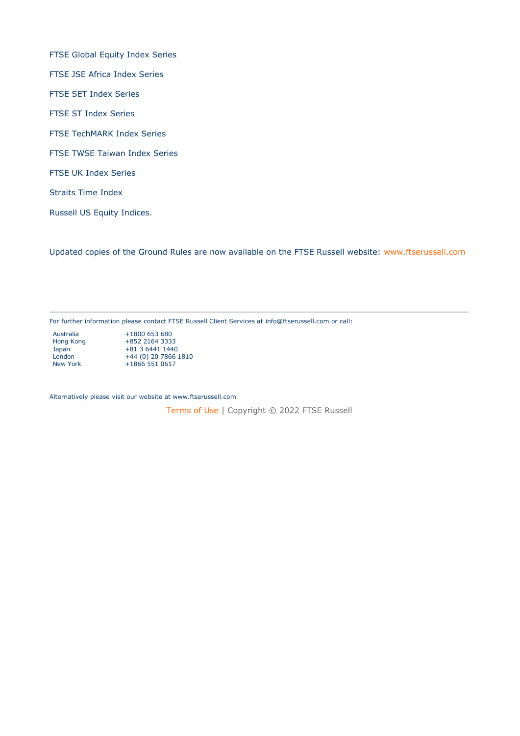FTSE Global Equity Index Series

FTSE JSE Africa Index Series

FTSE SET Index Series

FTSE ST Index Series

FTSE TechMARK Index Series

FTSE TWSE Taiwan Index Series

FTSE UK Index Series

Straits Time Index

Russell US Equity Indices.

Updated copies of the Ground Rules are now available on the FTSE Russell website: www.ftserussell.com

---

For further information please contact FTSE Russell Client Services at info@ftserussell.com or call:

| | |
|---|---|
| Australia | +1800 653 680 |
| Hong Kong | +852 2164 3333 |
| Japan | +81 3 6441 1440 |
| London | +44 (0) 20 7866 1810 |
| New York | +1866 551 0617 |

Alternatively please visit our website at www.ftserussell.com

Terms of Use | Copyright © 2022 FTSE Russell